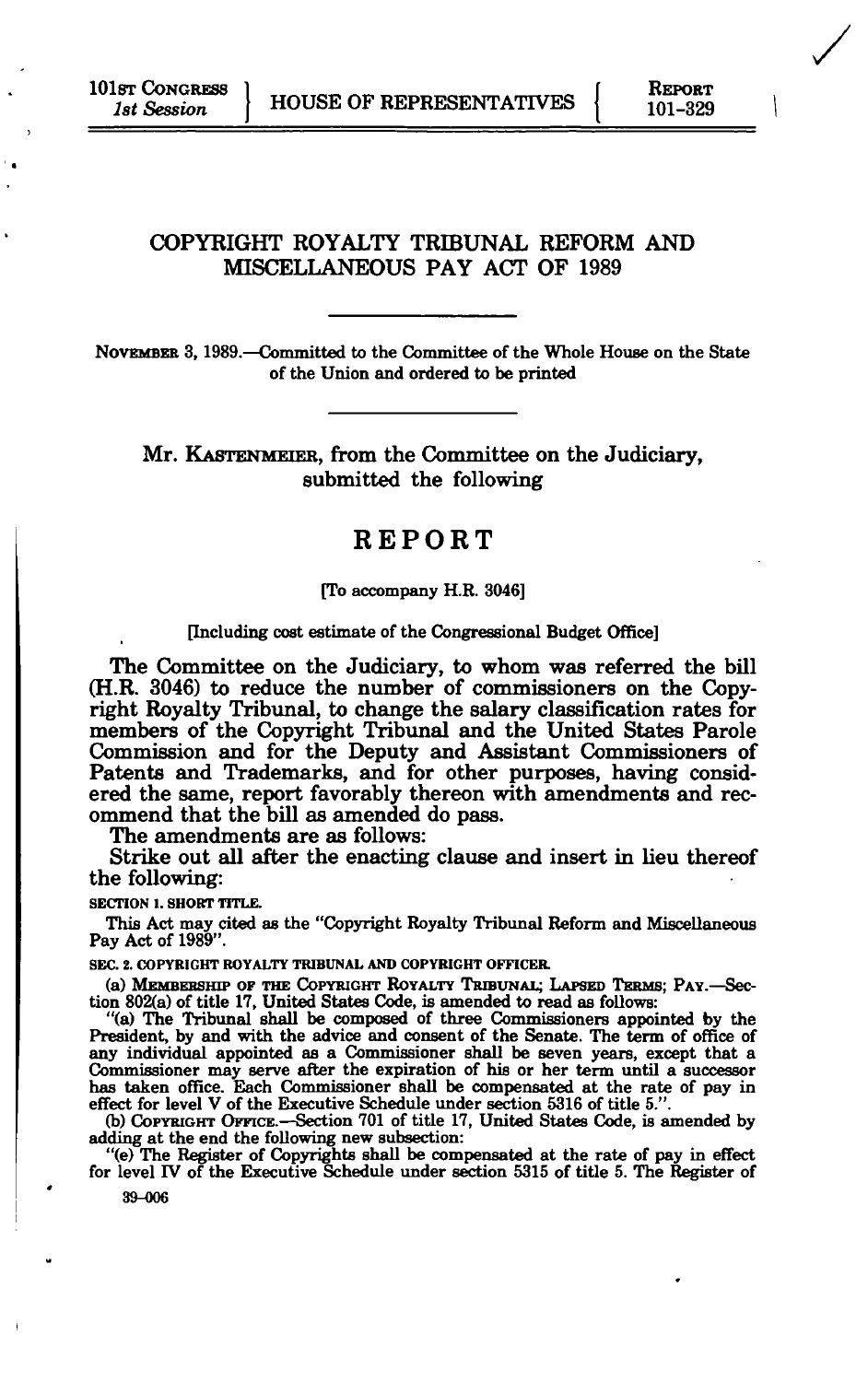101st CONGRESS
*1st Session*

HOUSE OF REPRESENTATIVES

REPORT
101-329

# COPYRIGHT ROYALTY TRIBUNAL REFORM AND MISCELLANEOUS PAY ACT OF 1989

NOVEMBER 3, 1989.—Committed to the Committee of the Whole House on the State of the Union and ordered to be printed

Mr. KASTENMEIER, from the Committee on the Judiciary, submitted the following

## REPORT

[To accompany H.R. 3046]

[Including cost estimate of the Congressional Budget Office]

The Committee on the Judiciary, to whom was referred the bill (H.R. 3046) to reduce the number of commissioners on the Copyright Royalty Tribunal, to change the salary classification rates for members of the Copyright Tribunal and the United States Parole Commission and for the Deputy and Assistant Commissioners of Patents and Trademarks, and for other purposes, having considered the same, report favorably thereon with amendments and recommend that the bill as amended do pass.

The amendments are as follows:

Strike out all after the enacting clause and insert in lieu thereof the following:

**SECTION 1. SHORT TITLE.**

This Act may cited as the "Copyright Royalty Tribunal Reform and Miscellaneous Pay Act of 1989".

**SEC. 2. COPYRIGHT ROYALTY TRIBUNAL AND COPYRIGHT OFFICER.**

(a) MEMBERSHIP OF THE COPYRIGHT ROYALTY TRIBUNAL; LAPSED TERMS; PAY.—Section 802(a) of title 17, United States Code, is amended to read as follows:

"(a) The Tribunal shall be composed of three Commissioners appointed by the President, by and with the advice and consent of the Senate. The term of office of any individual appointed as a Commissioner shall be seven years, except that a Commissioner may serve after the expiration of his or her term until a successor has taken office. Each Commissioner shall be compensated at the rate of pay in effect for level V of the Executive Schedule under section 5316 of title 5.".

(b) COPYRIGHT OFFICE.—Section 701 of title 17, United States Code, is amended by adding at the end the following new subsection:

"(e) The Register of Copyrights shall be compensated at the rate of pay in effect for level IV of the Executive Schedule under section 5315 of title 5. The Register of

39-006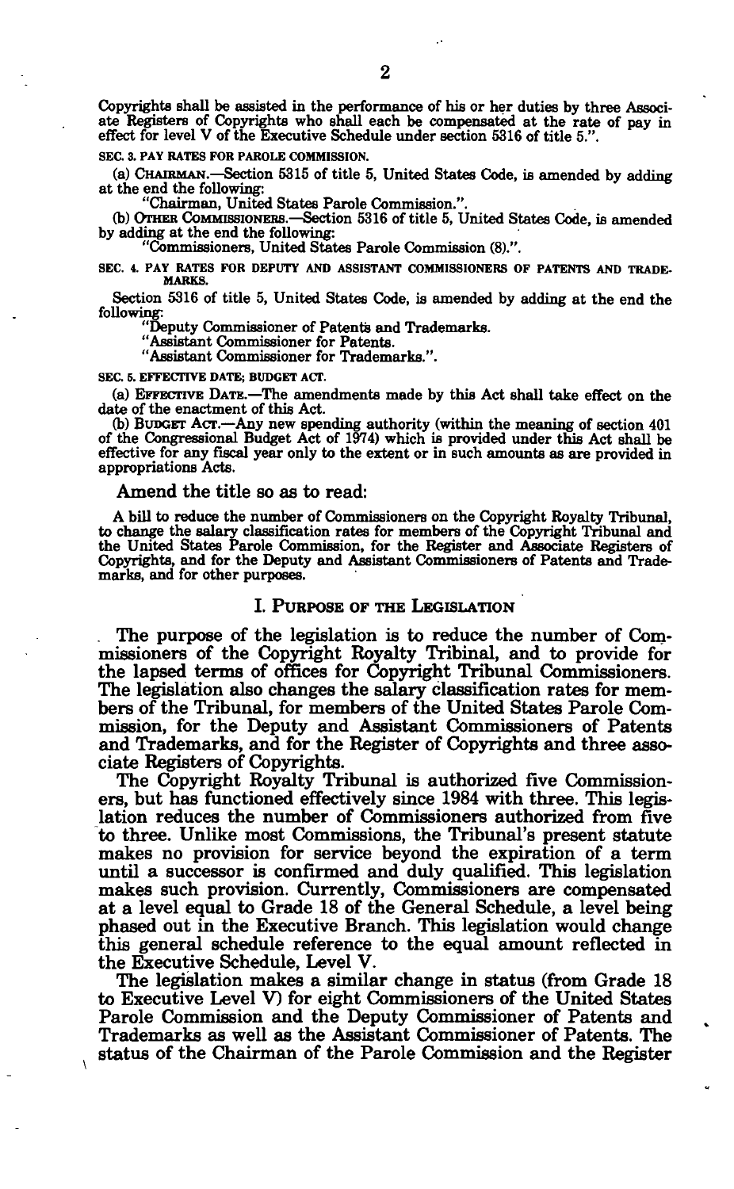Copyrights shall be assisted in the performance of his or her duties by three Associate Registers of Copyrights who shall each be compensated at the rate of pay in effect for level V of the Executive Schedule under section 5316 of title 5.".

SEC. 3. PAY RATES FOR PAROLE COMMISSION.

(a) CHAIRMAN.—Section 5315 of title 5, United States Code, is amended by adding at the end the following:

"Chairman, United States Parole Commission.".

(b) OTHER COMMISSIONERS.—Section 5316 of title 5, United States Code, is amended by adding at the end the following:

"Commissioners, United States Parole Commission (8).".

SEC. 4. PAY RATES FOR DEPUTY AND ASSISTANT COMMISSIONERS OF PATENTS AND TRADEMARKS.

Section 5316 of title 5, United States Code, is amended by adding at the end the following:

"Deputy Commissioner of Patents and Trademarks.

"Assistant Commissioner for Patents.

"Assistant Commissioner for Trademarks.".

SEC. 5. EFFECTIVE DATE; BUDGET ACT.

(a) EFFECTIVE DATE.—The amendments made by this Act shall take effect on the date of the enactment of this Act.

(b) BUDGET ACT.—Any new spending authority (within the meaning of section 401 of the Congressional Budget Act of 1974) which is provided under this Act shall be effective for any fiscal year only to the extent or in such amounts as are provided in appropriations Acts.

Amend the title so as to read:

A bill to reduce the number of Commissioners on the Copyright Royalty Tribunal, to change the salary classification rates for members of the Copyright Tribunal and the United States Parole Commission, for the Register and Associate Registers of Copyrights, and for the Deputy and Assistant Commissioners of Patents and Trademarks, and for other purposes.

## I. PURPOSE OF THE LEGISLATION

The purpose of the legislation is to reduce the number of Commissioners of the Copyright Royalty Tribinal, and to provide for the lapsed terms of offices for Copyright Tribunal Commissioners. The legislation also changes the salary classification rates for members of the Tribunal, for members of the United States Parole Commission, for the Deputy and Assistant Commissioners of Patents and Trademarks, and for the Register of Copyrights and three associate Registers of Copyrights.

The Copyright Royalty Tribunal is authorized five Commissioners, but has functioned effectively since 1984 with three. This legislation reduces the number of Commissioners authorized from five to three. Unlike most Commissions, the Tribunal's present statute makes no provision for service beyond the expiration of a term until a successor is confirmed and duly qualified. This legislation makes such provision. Currently, Commissioners are compensated at a level equal to Grade 18 of the General Schedule, a level being phased out in the Executive Branch. This legislation would change this general schedule reference to the equal amount reflected in the Executive Schedule, Level V.

The legislation makes a similar change in status (from Grade 18 to Executive Level V) for eight Commissioners of the United States Parole Commission and the Deputy Commissioner of Patents and Trademarks as well as the Assistant Commissioner of Patents. The status of the Chairman of the Parole Commission and the Register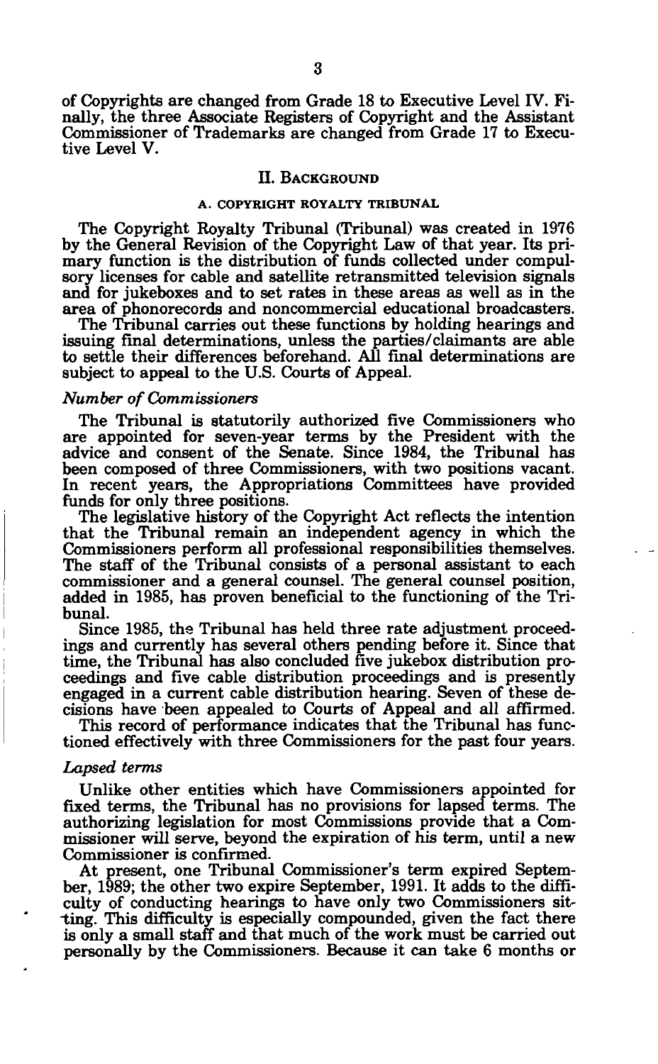of Copyrights are changed from Grade 18 to Executive Level IV. Finally, the three Associate Registers of Copyright and the Assistant Commissioner of Trademarks are changed from Grade 17 to Executive Level V.

## II. Background

### A. Copyright Royalty Tribunal

The Copyright Royalty Tribunal (Tribunal) was created in 1976 by the General Revision of the Copyright Law of that year. Its primary function is the distribution of funds collected under compulsory licenses for cable and satellite retransmitted television signals and for jukeboxes and to set rates in these areas as well as in the area of phonorecords and noncommercial educational broadcasters.

The Tribunal carries out these functions by holding hearings and issuing final determinations, unless the parties/claimants are able to settle their differences beforehand. All final determinations are subject to appeal to the U.S. Courts of Appeal.

#### *Number of Commissioners*

The Tribunal is statutorily authorized five Commissioners who are appointed for seven-year terms by the President with the advice and consent of the Senate. Since 1984, the Tribunal has been composed of three Commissioners, with two positions vacant. In recent years, the Appropriations Committees have provided funds for only three positions.

The legislative history of the Copyright Act reflects the intention that the Tribunal remain an independent agency in which the Commissioners perform all professional responsibilities themselves. The staff of the Tribunal consists of a personal assistant to each commissioner and a general counsel. The general counsel position, added in 1985, has proven beneficial to the functioning of the Tribunal.

Since 1985, the Tribunal has held three rate adjustment proceedings and currently has several others pending before it. Since that time, the Tribunal has also concluded five jukebox distribution proceedings and five cable distribution proceedings and is presently engaged in a current cable distribution hearing. Seven of these decisions have been appealed to Courts of Appeal and all affirmed.

This record of performance indicates that the Tribunal has functioned effectively with three Commissioners for the past four years.

#### *Lapsed terms*

Unlike other entities which have Commissioners appointed for fixed terms, the Tribunal has no provisions for lapsed terms. The authorizing legislation for most Commissions provide that a Commissioner will serve, beyond the expiration of his term, until a new Commissioner is confirmed.

At present, one Tribunal Commissioner's term expired September, 1989; the other two expire September, 1991. It adds to the difficulty of conducting hearings to have only two Commissioners sitting. This difficulty is especially compounded, given the fact there is only a small staff and that much of the work must be carried out personally by the Commissioners. Because it can take 6 months or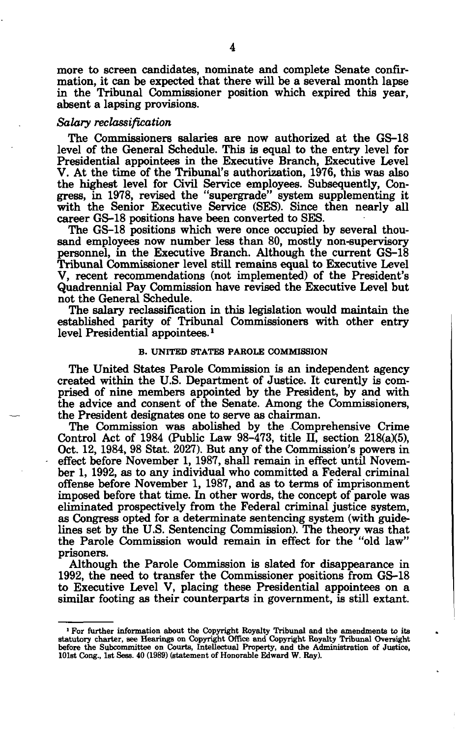more to screen candidates, nominate and complete Senate confirmation, it can be expected that there will be a several month lapse in the Tribunal Commissioner position which expired this year, absent a lapsing provisions.

### *Salary reclassification*

The Commissioners salaries are now authorized at the GS-18 level of the General Schedule. This is equal to the entry level for Presidential appointees in the Executive Branch, Executive Level V. At the time of the Tribunal's authorization, 1976, this was also the highest level for Civil Service employees. Subsequently, Congress, in 1978, revised the "supergrade" system supplementing it with the Senior Executive Service (SES). Since then nearly all career GS-18 positions have been converted to SES.

The GS-18 positions which were once occupied by several thousand employees now number less than 80, mostly non-supervisory personnel, in the Executive Branch. Although the current GS-18 Tribunal Commissioner level still remains equal to Executive Level V, recent recommendations (not implemented) of the President's Quadrennial Pay Commission have revised the Executive Level but not the General Schedule.

The salary reclassification in this legislation would maintain the established parity of Tribunal Commissioners with other entry level Presidential appointees.[1]

#### B. UNITED STATES PAROLE COMMISSION

The United States Parole Commission is an independent agency created within the U.S. Department of Justice. It curently is comprised of nine members appointed by the President, by and with the advice and consent of the Senate. Among the Commissioners, the President designates one to serve as chairman.

The Commission was abolished by the Comprehensive Crime Control Act of 1984 (Public Law 98-473, title II, section 218(a)(5), Oct. 12, 1984, 98 Stat. 2027). But any of the Commission's powers in effect before November 1, 1987, shall remain in effect until November 1, 1992, as to any individual who committed a Federal criminal offense before November 1, 1987, and as to terms of imprisonment imposed before that time. In other words, the concept of parole was eliminated prospectively from the Federal criminal justice system, as Congress opted for a determinate sentencing system (with guidelines set by the U.S. Sentencing Commission). The theory was that the Parole Commission would remain in effect for the "old law" prisoners.

Although the Parole Commission is slated for disappearance in 1992, the need to transfer the Commissioner positions from GS-18 to Executive Level V, placing these Presidential appointees on a similar footing as their counterparts in government, is still extant.

---

[1] For further information about the Copyright Royalty Tribunal and the amendments to its statutory charter, see Hearings on Copyright Office and Copyright Royalty Tribunal Oversight before the Subcommittee on Courts, Intellectual Property, and the Administration of Justice, 101st Cong., 1st Sess. 40 (1989) (statement of Honorable Edward W. Ray).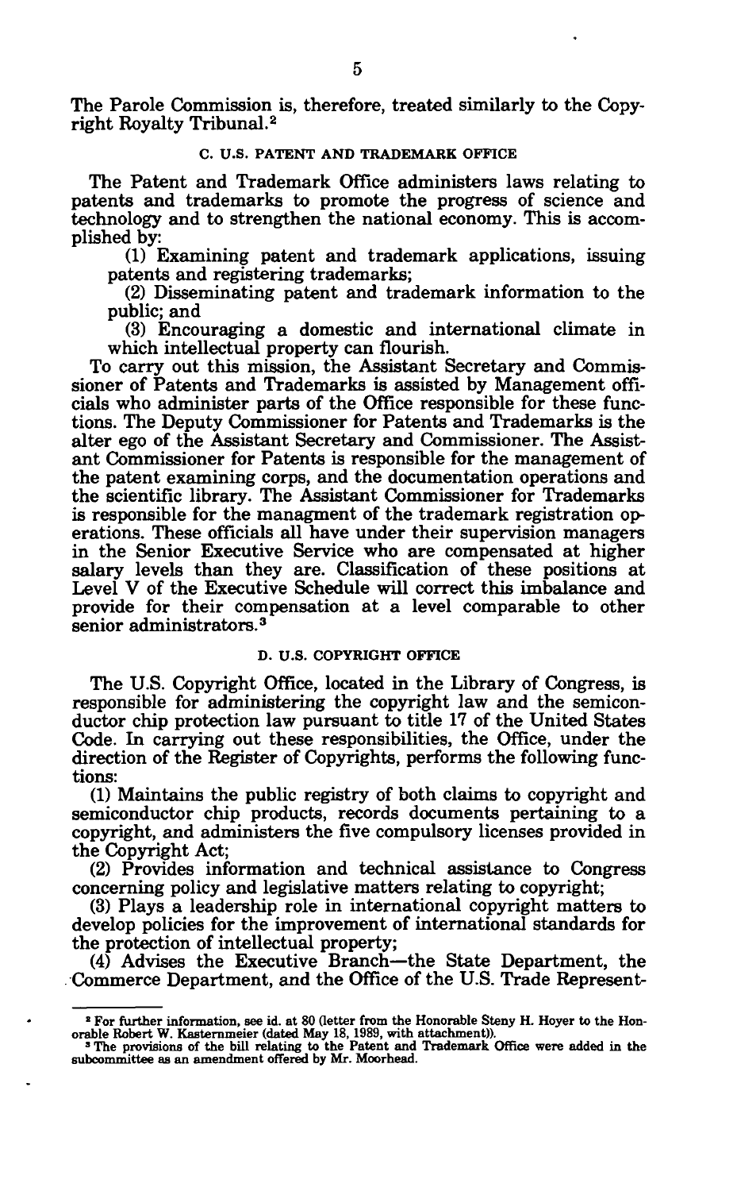The Parole Commission is, therefore, treated similarly to the Copyright Royalty Tribunal.[2]

### C. U.S. PATENT AND TRADEMARK OFFICE

The Patent and Trademark Office administers laws relating to patents and trademarks to promote the progress of science and technology and to strengthen the national economy. This is accomplished by:

(1) Examining patent and trademark applications, issuing patents and registering trademarks;

(2) Disseminating patent and trademark information to the public; and

(3) Encouraging a domestic and international climate in which intellectual property can flourish.

To carry out this mission, the Assistant Secretary and Commissioner of Patents and Trademarks is assisted by Management officials who administer parts of the Office responsible for these functions. The Deputy Commissioner for Patents and Trademarks is the alter ego of the Assistant Secretary and Commissioner. The Assistant Commissioner for Patents is responsible for the management of the patent examining corps, and the documentation operations and the scientific library. The Assistant Commissioner for Trademarks is responsible for the managment of the trademark registration operations. These officials all have under their supervision managers in the Senior Executive Service who are compensated at higher salary levels than they are. Classification of these positions at Level V of the Executive Schedule will correct this imbalance and provide for their compensation at a level comparable to other senior administrators.[3]

### D. U.S. COPYRIGHT OFFICE

The U.S. Copyright Office, located in the Library of Congress, is responsible for administering the copyright law and the semiconductor chip protection law pursuant to title 17 of the United States Code. In carrying out these responsibilities, the Office, under the direction of the Register of Copyrights, performs the following functions:

(1) Maintains the public registry of both claims to copyright and semiconductor chip products, records documents pertaining to a copyright, and administers the five compulsory licenses provided in the Copyright Act;

(2) Provides information and technical assistance to Congress concerning policy and legislative matters relating to copyright;

(3) Plays a leadership role in international copyright matters to develop policies for the improvement of international standards for the protection of intellectual property;

(4) Advises the Executive Branch—the State Department, the Commerce Department, and the Office of the U.S. Trade Represent-

---

[2] For further information, see id. at 80 (letter from the Honorable Steny H. Hoyer to the Honorable Robert W. Kastenmeier (dated May 18, 1989, with attachment)).

[3] The provisions of the bill relating to the Patent and Trademark Office were added in the subcommittee as an amendment offered by Mr. Moorhead.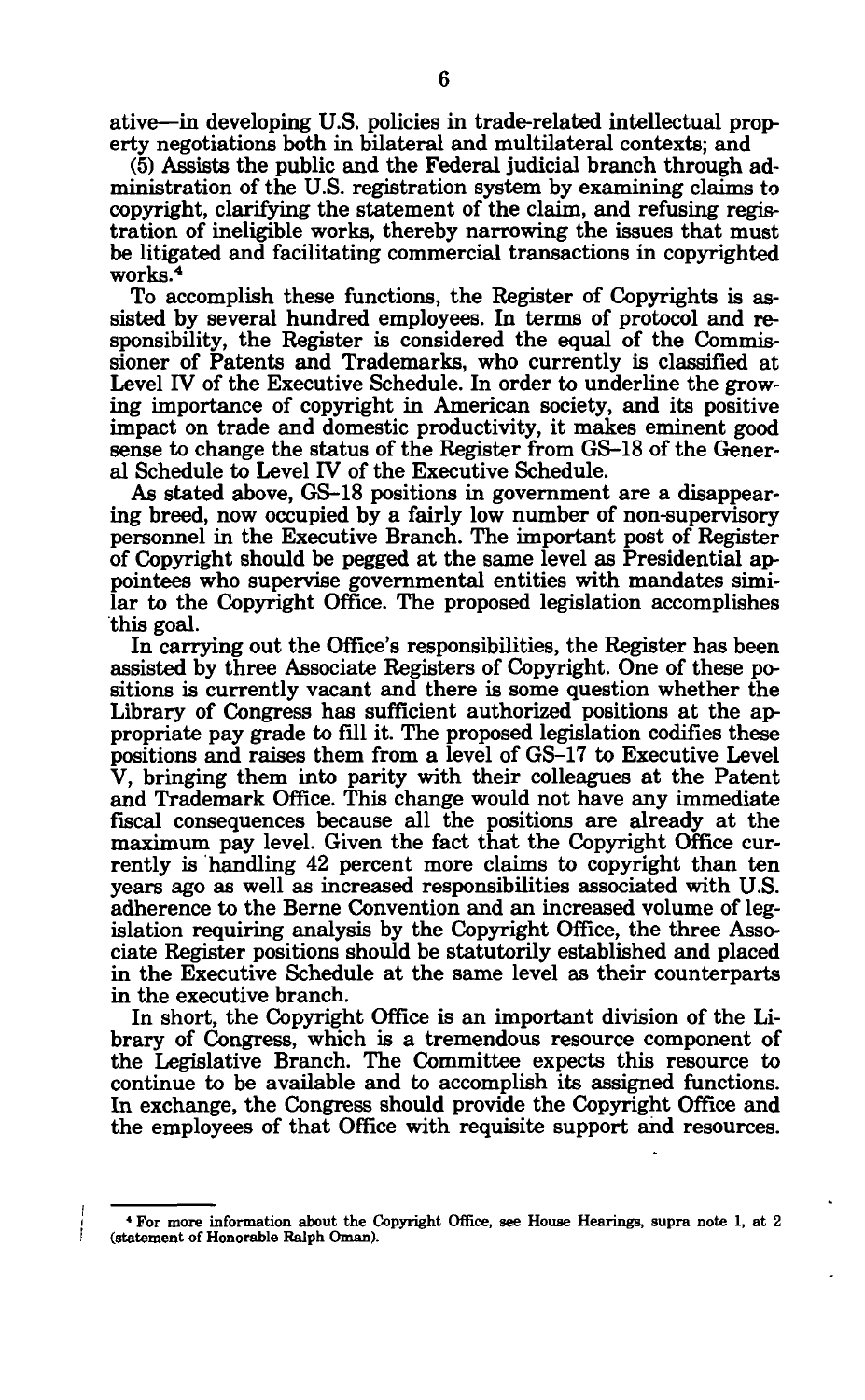ative—in developing U.S. policies in trade-related intellectual property negotiations both in bilateral and multilateral contexts; and

(5) Assists the public and the Federal judicial branch through administration of the U.S. registration system by examining claims to copyright, clarifying the statement of the claim, and refusing registration of ineligible works, thereby narrowing the issues that must be litigated and facilitating commercial transactions in copyrighted works.[4]

To accomplish these functions, the Register of Copyrights is assisted by several hundred employees. In terms of protocol and responsibility, the Register is considered the equal of the Commissioner of Patents and Trademarks, who currently is classified at Level IV of the Executive Schedule. In order to underline the growing importance of copyright in American society, and its positive impact on trade and domestic productivity, it makes eminent good sense to change the status of the Register from GS–18 of the General Schedule to Level IV of the Executive Schedule.

As stated above, GS–18 positions in government are a disappearing breed, now occupied by a fairly low number of non-supervisory personnel in the Executive Branch. The important post of Register of Copyright should be pegged at the same level as Presidential appointees who supervise governmental entities with mandates similar to the Copyright Office. The proposed legislation accomplishes this goal.

In carrying out the Office's responsibilities, the Register has been assisted by three Associate Registers of Copyright. One of these positions is currently vacant and there is some question whether the Library of Congress has sufficient authorized positions at the appropriate pay grade to fill it. The proposed legislation codifies these positions and raises them from a level of GS–17 to Executive Level V, bringing them into parity with their colleagues at the Patent and Trademark Office. This change would not have any immediate fiscal consequences because all the positions are already at the maximum pay level. Given the fact that the Copyright Office currently is handling 42 percent more claims to copyright than ten years ago as well as increased responsibilities associated with U.S. adherence to the Berne Convention and an increased volume of legislation requiring analysis by the Copyright Office, the three Associate Register positions should be statutorily established and placed in the Executive Schedule at the same level as their counterparts in the executive branch.

In short, the Copyright Office is an important division of the Library of Congress, which is a tremendous resource component of the Legislative Branch. The Committee expects this resource to continue to be available and to accomplish its assigned functions. In exchange, the Congress should provide the Copyright Office and the employees of that Office with requisite support and resources.

---

[4] For more information about the Copyright Office, see House Hearings, supra note 1, at 2 (statement of Honorable Ralph Oman).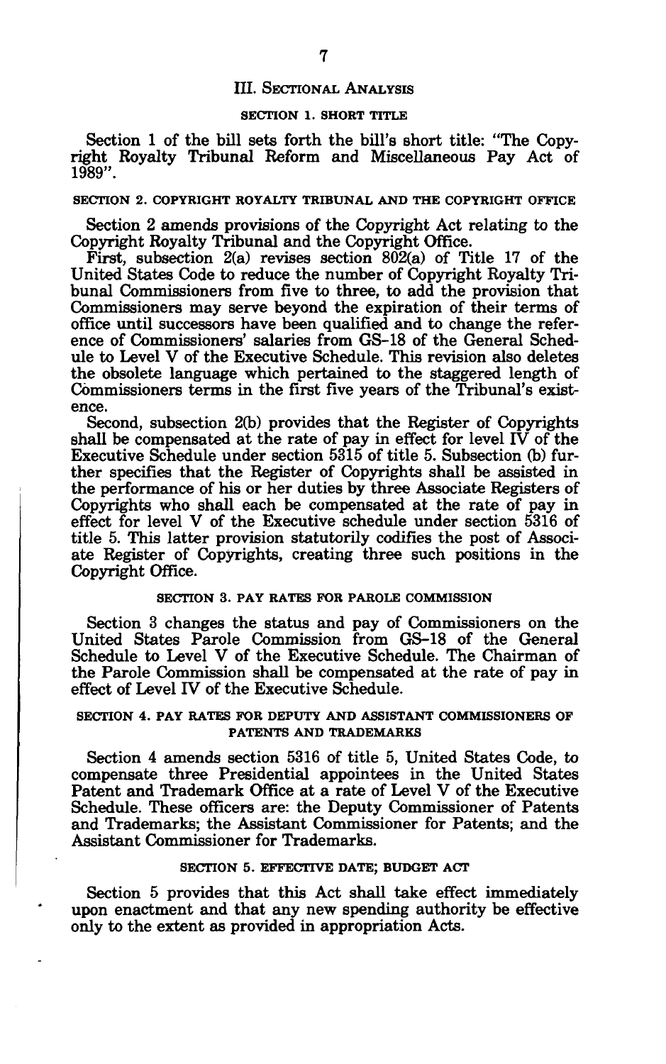## III. Sectional Analysis

### SECTION 1. SHORT TITLE

Section 1 of the bill sets forth the bill's short title: "The Copyright Royalty Tribunal Reform and Miscellaneous Pay Act of 1989".

### SECTION 2. COPYRIGHT ROYALTY TRIBUNAL AND THE COPYRIGHT OFFICE

Section 2 amends provisions of the Copyright Act relating to the Copyright Royalty Tribunal and the Copyright Office.

First, subsection 2(a) revises section 802(a) of Title 17 of the United States Code to reduce the number of Copyright Royalty Tribunal Commissioners from five to three, to add the provision that Commissioners may serve beyond the expiration of their terms of office until successors have been qualified and to change the reference of Commissioners' salaries from GS-18 of the General Schedule to Level V of the Executive Schedule. This revision also deletes the obsolete language which pertained to the staggered length of Commissioners terms in the first five years of the Tribunal's existence.

Second, subsection 2(b) provides that the Register of Copyrights shall be compensated at the rate of pay in effect for level IV of the Executive Schedule under section 5315 of title 5. Subsection (b) further specifies that the Register of Copyrights shall be assisted in the performance of his or her duties by three Associate Registers of Copyrights who shall each be compensated at the rate of pay in effect for level V of the Executive schedule under section 5316 of title 5. This latter provision statutorily codifies the post of Associate Register of Copyrights, creating three such positions in the Copyright Office.

### SECTION 3. PAY RATES FOR PAROLE COMMISSION

Section 3 changes the status and pay of Commissioners on the United States Parole Commission from GS-18 of the General Schedule to Level V of the Executive Schedule. The Chairman of the Parole Commission shall be compensated at the rate of pay in effect of Level IV of the Executive Schedule.

### SECTION 4. PAY RATES FOR DEPUTY AND ASSISTANT COMMISSIONERS OF PATENTS AND TRADEMARKS

Section 4 amends section 5316 of title 5, United States Code, to compensate three Presidential appointees in the United States Patent and Trademark Office at a rate of Level V of the Executive Schedule. These officers are: the Deputy Commissioner of Patents and Trademarks; the Assistant Commissioner for Patents; and the Assistant Commissioner for Trademarks.

### SECTION 5. EFFECTIVE DATE; BUDGET ACT

Section 5 provides that this Act shall take effect immediately upon enactment and that any new spending authority be effective only to the extent as provided in appropriation Acts.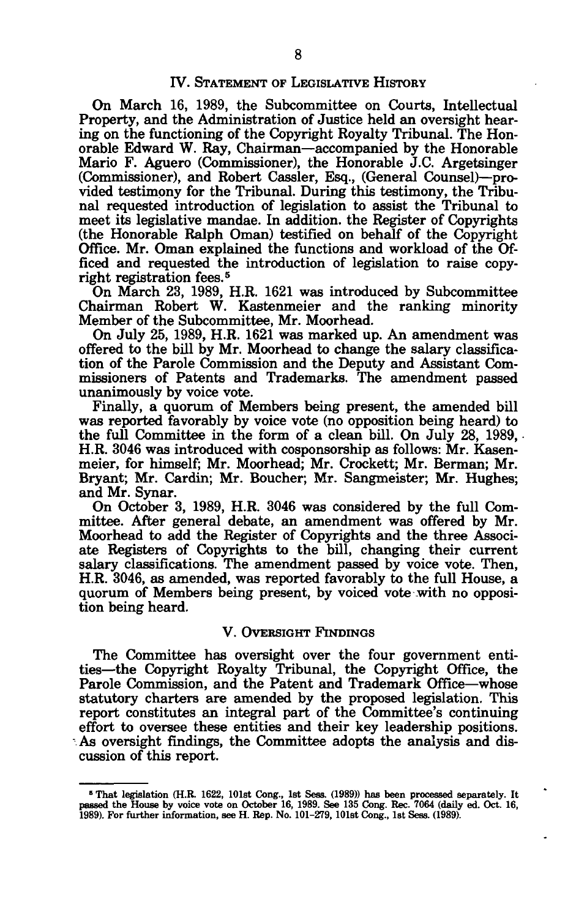## IV. Statement of Legislative History

On March 16, 1989, the Subcommittee on Courts, Intellectual Property, and the Administration of Justice held an oversight hearing on the functioning of the Copyright Royalty Tribunal. The Honorable Edward W. Ray, Chairman—accompanied by the Honorable Mario F. Aguero (Commissioner), the Honorable J.C. Argetsinger (Commissioner), and Robert Cassler, Esq., (General Counsel)—provided testimony for the Tribunal. During this testimony, the Tribunal requested introduction of legislation to assist the Tribunal to meet its legislative mandae. In addition. the Register of Copyrights (the Honorable Ralph Oman) testified on behalf of the Copyright Office. Mr. Oman explained the functions and workload of the Officed and requested the introduction of legislation to raise copyright registration fees.[5]

On March 23, 1989, H.R. 1621 was introduced by Subcommittee Chairman Robert W. Kastenmeier and the ranking minority Member of the Subcommittee, Mr. Moorhead.

On July 25, 1989, H.R. 1621 was marked up. An amendment was offered to the bill by Mr. Moorhead to change the salary classification of the Parole Commission and the Deputy and Assistant Commissioners of Patents and Trademarks. The amendment passed unanimously by voice vote.

Finally, a quorum of Members being present, the amended bill was reported favorably by voice vote (no opposition being heard) to the full Committee in the form of a clean bill. On July 28, 1989, H.R. 3046 was introduced with cosponsorship as follows: Mr. Kasenmeier, for himself; Mr. Moorhead; Mr. Crockett; Mr. Berman; Mr. Bryant; Mr. Cardin; Mr. Boucher; Mr. Sangmeister; Mr. Hughes; and Mr. Synar.

On October 3, 1989, H.R. 3046 was considered by the full Committee. After general debate, an amendment was offered by Mr. Moorhead to add the Register of Copyrights and the three Associate Registers of Copyrights to the bill, changing their current salary classifications. The amendment passed by voice vote. Then, H.R. 3046, as amended, was reported favorably to the full House, a quorum of Members being present, by voiced vote with no opposition being heard.

## V. Oversight Findings

The Committee has oversight over the four government entities—the Copyright Royalty Tribunal, the Copyright Office, the Parole Commission, and the Patent and Trademark Office—whose statutory charters are amended by the proposed legislation. This report constitutes an integral part of the Committee's continuing effort to oversee these entities and their key leadership positions. As oversight findings, the Committee adopts the analysis and discussion of this report.

---

[5] That legislation (H.R. 1622, 101st Cong., 1st Sess. (1989)) has been processed separately. It passed the House by voice vote on October 16, 1989. See 135 Cong. Rec. 7064 (daily ed. Oct. 16, 1989). For further information, see H. Rep. No. 101-279, 101st Cong., 1st Sess. (1989).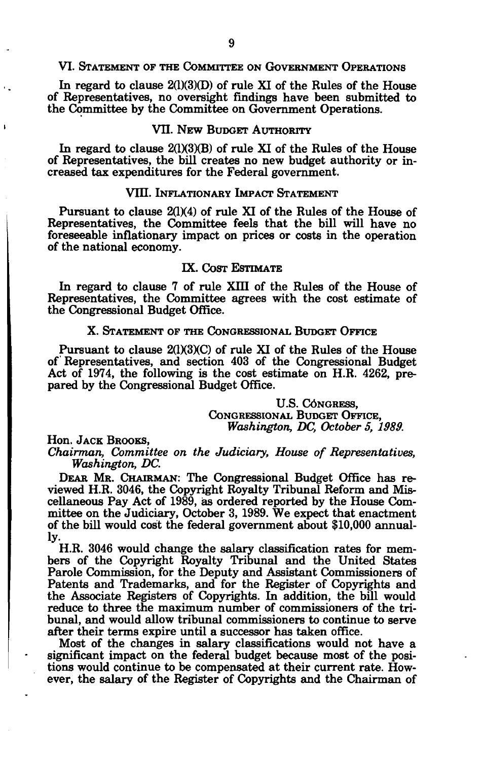## VI. Statement of the Committee on Government Operations

In regard to clause 2(l)(3)(D) of rule XI of the Rules of the House of Representatives, no oversight findings have been submitted to the Committee by the Committee on Government Operations.

## VII. New Budget Authority

In regard to clause 2(l)(3)(B) of rule XI of the Rules of the House of Representatives, the bill creates no new budget authority or increased tax expenditures for the Federal government.

## VIII. Inflationary Impact Statement

Pursuant to clause 2(l)(4) of rule XI of the Rules of the House of Representatives, the Committee feels that the bill will have no foreseeable inflationary impact on prices or costs in the operation of the national economy.

## IX. Cost Estimate

In regard to clause 7 of rule XIII of the Rules of the House of Representatives, the Committee agrees with the cost estimate of the Congressional Budget Office.

## X. Statement of the Congressional Budget Office

Pursuant to clause 2(l)(3)(C) of rule XI of the Rules of the House of Representatives, and section 403 of the Congressional Budget Act of 1974, the following is the cost estimate on H.R. 4262, prepared by the Congressional Budget Office.

U.S. Congress,
Congressional Budget Office,
*Washington, DC, October 5, 1989.*

Hon. Jack Brooks,
*Chairman, Committee on the Judiciary, House of Representatives, Washington, DC.*

Dear Mr. Chairman: The Congressional Budget Office has reviewed H.R. 3046, the Copyright Royalty Tribunal Reform and Miscellaneous Pay Act of 1989, as ordered reported by the House Committee on the Judiciary, October 3, 1989. We expect that enactment of the bill would cost the federal government about $10,000 annually.

H.R. 3046 would change the salary classification rates for members of the Copyright Royalty Tribunal and the United States Parole Commission, for the Deputy and Assistant Commissioners of Patents and Trademarks, and for the Register of Copyrights and the Associate Registers of Copyrights. In addition, the bill would reduce to three the maximum number of commissioners of the tribunal, and would allow tribunal commissioners to continue to serve after their terms expire until a successor has taken office.

Most of the changes in salary classifications would not have a significant impact on the federal budget because most of the positions would continue to be compensated at their current rate. However, the salary of the Register of Copyrights and the Chairman of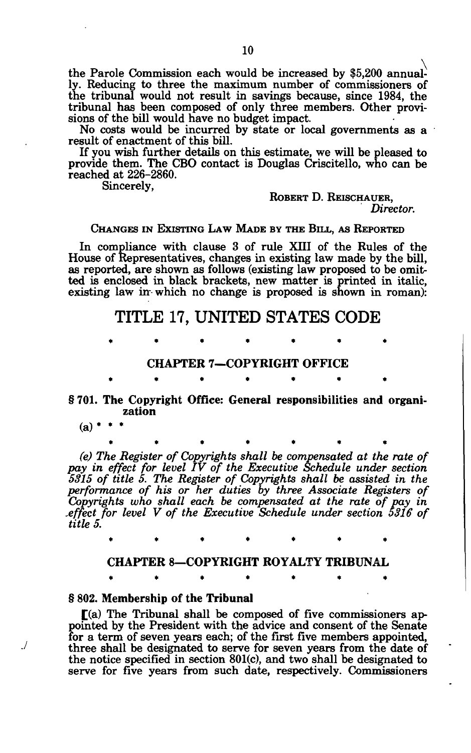the Parole Commission each would be increased by $5,200 annually. Reducing to three the maximum number of commissioners of the tribunal would not result in savings because, since 1984, the tribunal has been composed of only three members. Other provisions of the bill would have no budget impact.

No costs would be incurred by state or local governments as a result of enactment of this bill.

If you wish further details on this estimate, we will be pleased to provide them. The CBO contact is Douglas Criscitello, who can be reached at 226-2860.

Sincerely,

ROBERT D. REISCHAUER,
*Director.*

CHANGES IN EXISTING LAW MADE BY THE BILL, AS REPORTED

In compliance with clause 3 of rule XIII of the Rules of the House of Representatives, changes in existing law made by the bill, as reported, are shown as follows (existing law proposed to be omitted is enclosed in black brackets, new matter is printed in italic, existing law in which no change is proposed is shown in roman):

# TITLE 17, UNITED STATES CODE

\* \* \* \* \* \* \*

## CHAPTER 7—COPYRIGHT OFFICE

\* \* \* \* \* \* \*

**§ 701. The Copyright Office: General responsibilities and organization**

(a) \* \* \*

\* \* \* \* \* \* \*

*(e) The Register of Copyrights shall be compensated at the rate of pay in effect for level IV of the Executive Schedule under section 5315 of title 5. The Register of Copyrights shall be assisted in the performance of his or her duties by three Associate Registers of Copyrights who shall each be compensated at the rate of pay in effect for level V of the Executive Schedule under section 5316 of title 5.*

\* \* \* \* \* \* \*

## CHAPTER 8—COPYRIGHT ROYALTY TRIBUNAL

\* \* \* \* \* \* \*

**§ 802. Membership of the Tribunal**

[(a) The Tribunal shall be composed of five commissioners appointed by the President with the advice and consent of the Senate for a term of seven years each; of the first five members appointed, three shall be designated to serve for seven years from the date of the notice specified in section 801(c), and two shall be designated to serve for five years from such date, respectively. Commissioners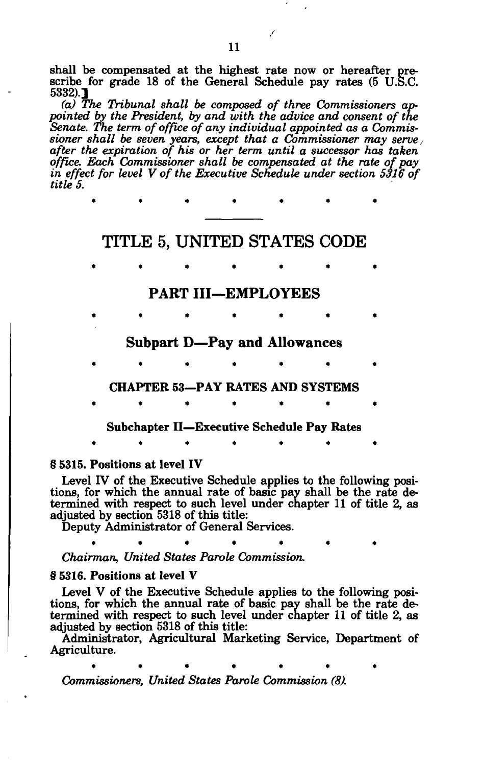shall be compensated at the highest rate now or hereafter prescribe for grade 18 of the General Schedule pay rates (5 U.S.C. 5332).]

*(a) The Tribunal shall be composed of three Commissioners appointed by the President, by and with the advice and consent of the Senate. The term of office of any individual appointed as a Commissioner shall be seven years, except that a Commissioner may serve after the expiration of his or her term until a successor has taken office. Each Commissioner shall be compensated at the rate of pay in effect for level V of the Executive Schedule under section 5316 of title 5.*

\* \* \* \* \* \* \*

---

# TITLE 5, UNITED STATES CODE

\* \* \* \* \* \* \*

## PART III—EMPLOYEES

\* \* \* \* \* \* \*

## Subpart D—Pay and Allowances

\* \* \* \* \* \* \*

### CHAPTER 53—PAY RATES AND SYSTEMS

\* \* \* \* \* \* \*

#### Subchapter II—Executive Schedule Pay Rates

\* \* \* \* \* \* \*

**§ 5315. Positions at level IV**

Level IV of the Executive Schedule applies to the following positions, for which the annual rate of basic pay shall be the rate determined with respect to such level under chapter 11 of title 2, as adjusted by section 5318 of this title:

Deputy Administrator of General Services.

\* \* \* \* \* \* \*

*Chairman, United States Parole Commission.*

**§ 5316. Positions at level V**

Level V of the Executive Schedule applies to the following positions, for which the annual rate of basic pay shall be the rate determined with respect to such level under chapter 11 of title 2, as adjusted by section 5318 of this title:

Administrator, Agricultural Marketing Service, Department of Agriculture.

\* \* \* \* \* \* \*

*Commissioners, United States Parole Commission (8).*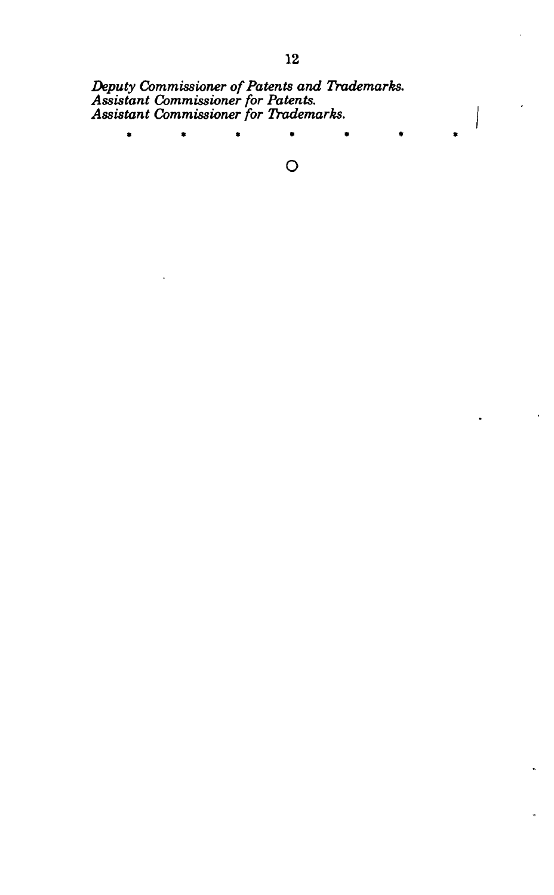*Deputy Commissioner of Patents and Trademarks.*
*Assistant Commissioner for Patents.*
*Assistant Commissioner for Trademarks.*

\*　　\*　　\*　　\*　　\*　　\*　　\*

O